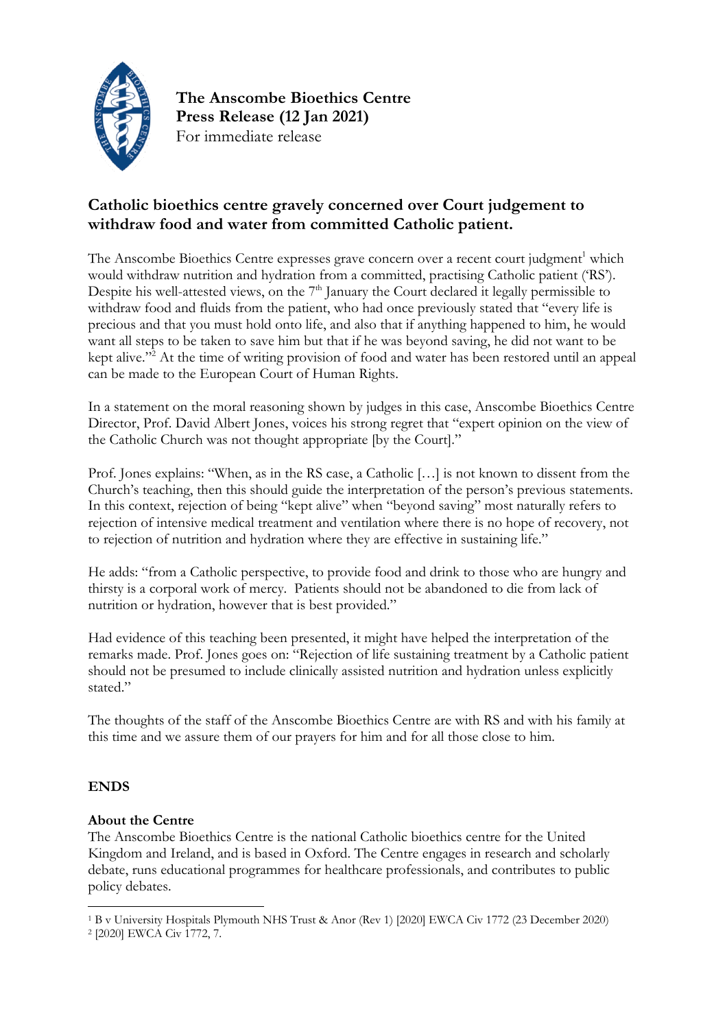**The Anscombe Bioethics Centre**
**Press Release (12 Jan 2021)**
For immediate release

## Catholic bioethics centre gravely concerned over Court judgement to withdraw food and water from committed Catholic patient.

The Anscombe Bioethics Centre expresses grave concern over a recent court judgment[1] which would withdraw nutrition and hydration from a committed, practising Catholic patient ('RS'). Despite his well-attested views, on the 7th January the Court declared it legally permissible to withdraw food and fluids from the patient, who had once previously stated that "every life is precious and that you must hold onto life, and also that if anything happened to him, he would want all steps to be taken to save him but that if he was beyond saving, he did not want to be kept alive."[2] At the time of writing provision of food and water has been restored until an appeal can be made to the European Court of Human Rights.

In a statement on the moral reasoning shown by judges in this case, Anscombe Bioethics Centre Director, Prof. David Albert Jones, voices his strong regret that "expert opinion on the view of the Catholic Church was not thought appropriate [by the Court]."

Prof. Jones explains: "When, as in the RS case, a Catholic […] is not known to dissent from the Church's teaching, then this should guide the interpretation of the person's previous statements. In this context, rejection of being "kept alive" when "beyond saving" most naturally refers to rejection of intensive medical treatment and ventilation where there is no hope of recovery, not to rejection of nutrition and hydration where they are effective in sustaining life."

He adds: "from a Catholic perspective, to provide food and drink to those who are hungry and thirsty is a corporal work of mercy. Patients should not be abandoned to die from lack of nutrition or hydration, however that is best provided."

Had evidence of this teaching been presented, it might have helped the interpretation of the remarks made. Prof. Jones goes on: "Rejection of life sustaining treatment by a Catholic patient should not be presumed to include clinically assisted nutrition and hydration unless explicitly stated."

The thoughts of the staff of the Anscombe Bioethics Centre are with RS and with his family at this time and we assure them of our prayers for him and for all those close to him.

**ENDS**

**About the Centre**
The Anscombe Bioethics Centre is the national Catholic bioethics centre for the United Kingdom and Ireland, and is based in Oxford. The Centre engages in research and scholarly debate, runs educational programmes for healthcare professionals, and contributes to public policy debates.

---

[1] B v University Hospitals Plymouth NHS Trust & Anor (Rev 1) [2020] EWCA Civ 1772 (23 December 2020)
[2] [2020] EWCA Civ 1772, 7.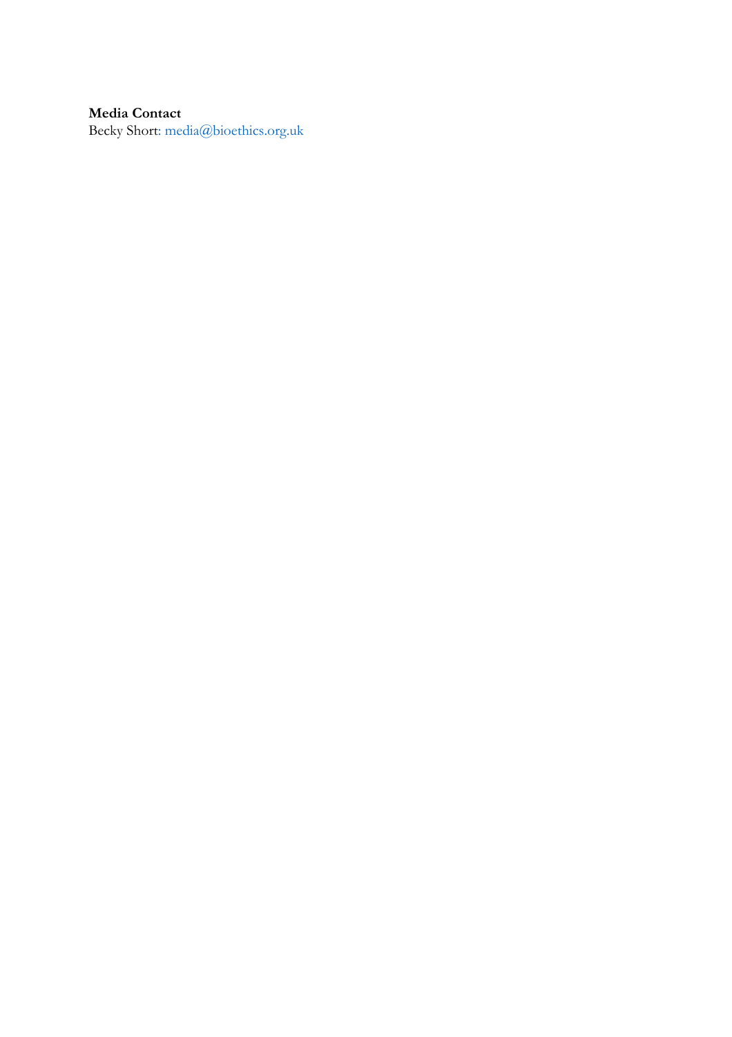**Media Contact**
Becky Short: media@bioethics.org.uk